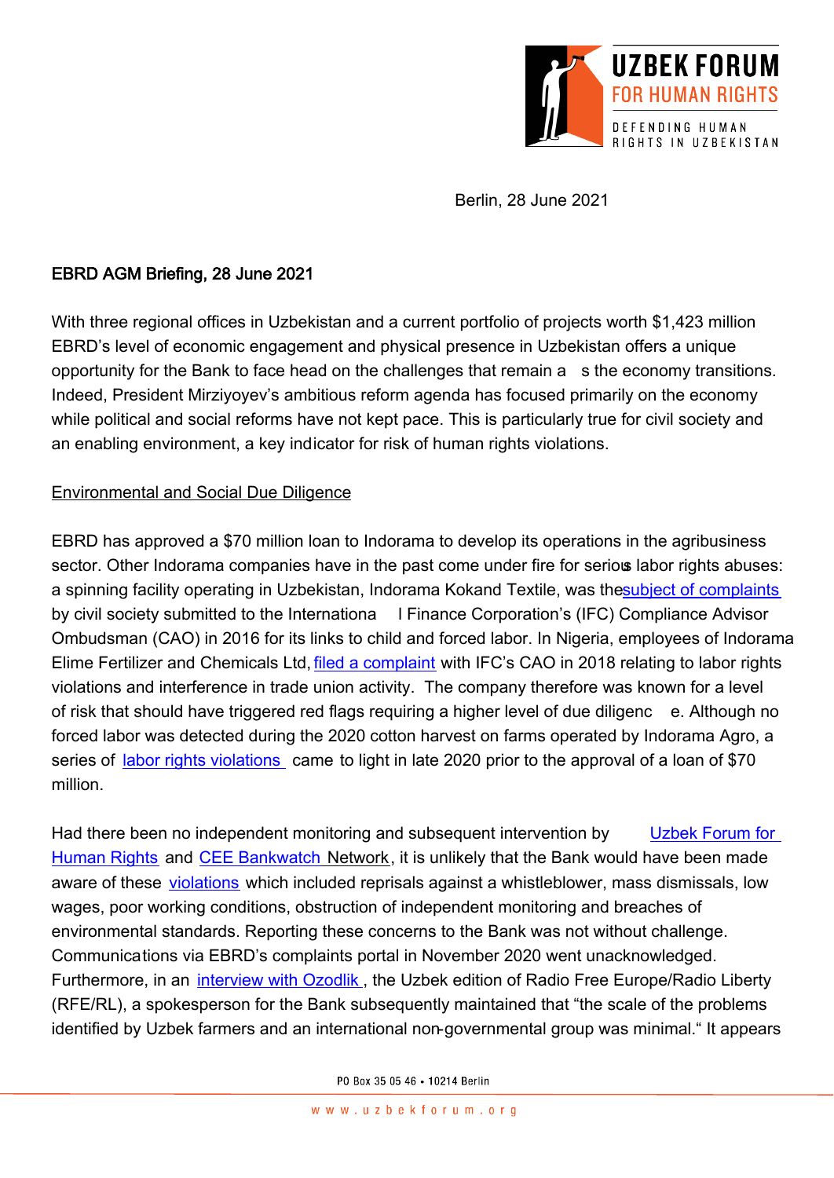Berlin, 28 June 2021

**EBRD AGM Briefing, 28 June 2021**

With three regional offices in Uzbekistan and a current portfolio of projects worth $1,423 million EBRD's level of economic engagement and physical presence in Uzbekistan offers a unique opportunity for the Bank to face head on the challenges that remain as the economy transitions. Indeed, President Mirziyoyev's ambitious reform agenda has focused primarily on the economy while political and social reforms have not kept pace. This is particularly true for civil society and an enabling environment, a key indicator for risk of human rights violations.

Environmental and Social Due Diligence

EBRD has approved a $70 million loan to Indorama to develop its operations in the agribusiness sector. Other Indorama companies have in the past come under fire for serious labor rights abuses: a spinning facility operating in Uzbekistan, Indorama Kokand Textile, was the subject of complaints by civil society submitted to the International Finance Corporation's (IFC) Compliance Advisor Ombudsman (CAO) in 2016 for its links to child and forced labor. In Nigeria, employees of Indorama Elime Fertilizer and Chemicals Ltd, filed a complaint with IFC's CAO in 2018 relating to labor rights violations and interference in trade union activity. The company therefore was known for a level of risk that should have triggered red flags requiring a higher level of due diligence. Although no forced labor was detected during the 2020 cotton harvest on farms operated by Indorama Agro, a series of labor rights violations came to light in late 2020 prior to the approval of a loan of $70 million.

Had there been no independent monitoring and subsequent intervention by Uzbek Forum for Human Rights and CEE Bankwatch Network, it is unlikely that the Bank would have been made aware of these violations which included reprisals against a whistleblower, mass dismissals, low wages, poor working conditions, obstruction of independent monitoring and breaches of environmental standards. Reporting these concerns to the Bank was not without challenge. Communications via EBRD's complaints portal in November 2020 went unacknowledged. Furthermore, in an interview with Ozodlik, the Uzbek edition of Radio Free Europe/Radio Liberty (RFE/RL), a spokesperson for the Bank subsequently maintained that "the scale of the problems identified by Uzbek farmers and an international non-governmental group was minimal." It appears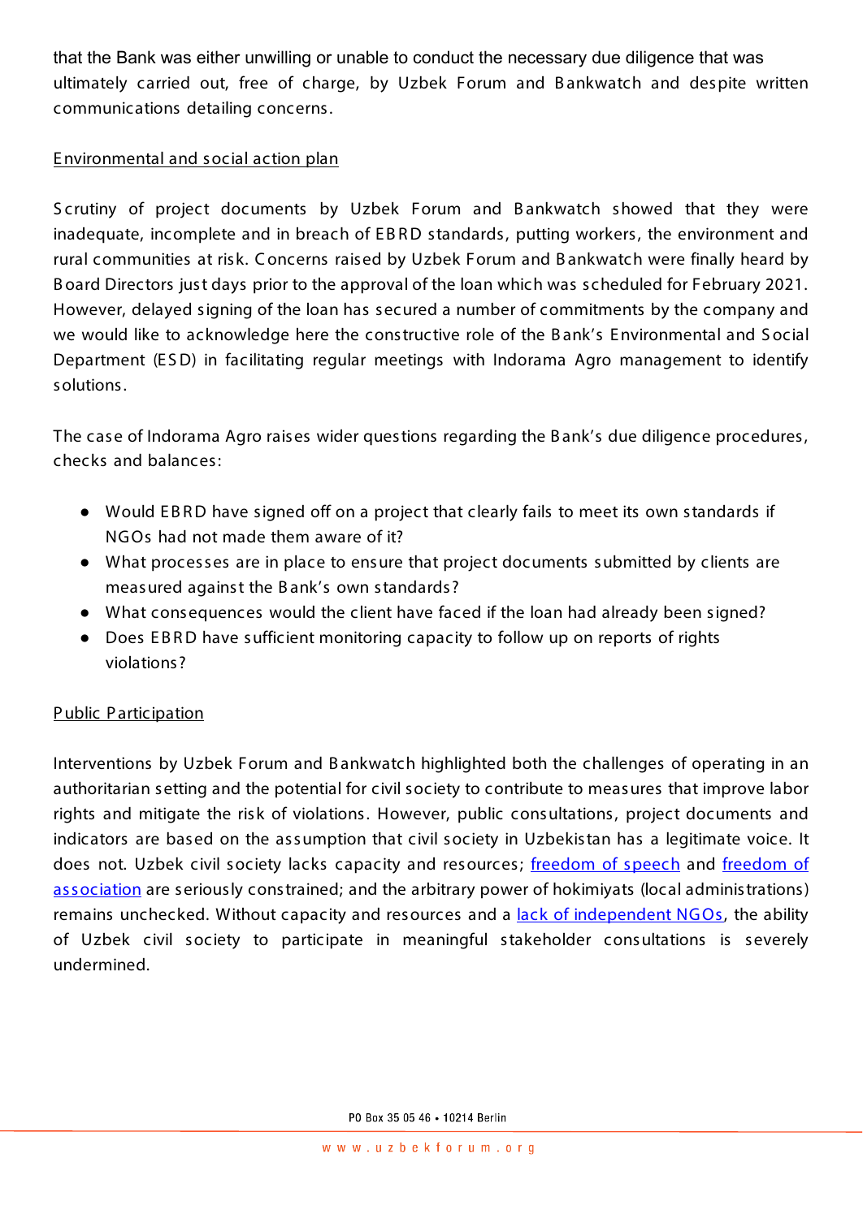that the Bank was either unwilling or unable to conduct the necessary due diligence that was ultimately carried out, free of charge, by Uzbek Forum and Bankwatch and despite written communications detailing concerns.

Environmental and social action plan

Scrutiny of project documents by Uzbek Forum and Bankwatch showed that they were inadequate, incomplete and in breach of EBRD standards, putting workers, the environment and rural communities at risk. Concerns raised by Uzbek Forum and Bankwatch were finally heard by Board Directors just days prior to the approval of the loan which was scheduled for February 2021. However, delayed signing of the loan has secured a number of commitments by the company and we would like to acknowledge here the constructive role of the Bank's Environmental and Social Department (ESD) in facilitating regular meetings with Indorama Agro management to identify solutions.

The case of Indorama Agro raises wider questions regarding the Bank's due diligence procedures, checks and balances:

- Would EBRD have signed off on a project that clearly fails to meet its own standards if NGOs had not made them aware of it?
- What processes are in place to ensure that project documents submitted by clients are measured against the Bank's own standards?
- What consequences would the client have faced if the loan had already been signed?
- Does EBRD have sufficient monitoring capacity to follow up on reports of rights violations?

Public Participation

Interventions by Uzbek Forum and Bankwatch highlighted both the challenges of operating in an authoritarian setting and the potential for civil society to contribute to measures that improve labor rights and mitigate the risk of violations. However, public consultations, project documents and indicators are based on the assumption that civil society in Uzbekistan has a legitimate voice. It does not. Uzbek civil society lacks capacity and resources; freedom of speech and freedom of association are seriously constrained; and the arbitrary power of hokimiyats (local administrations) remains unchecked. Without capacity and resources and a lack of independent NGOs, the ability of Uzbek civil society to participate in meaningful stakeholder consultations is severely undermined.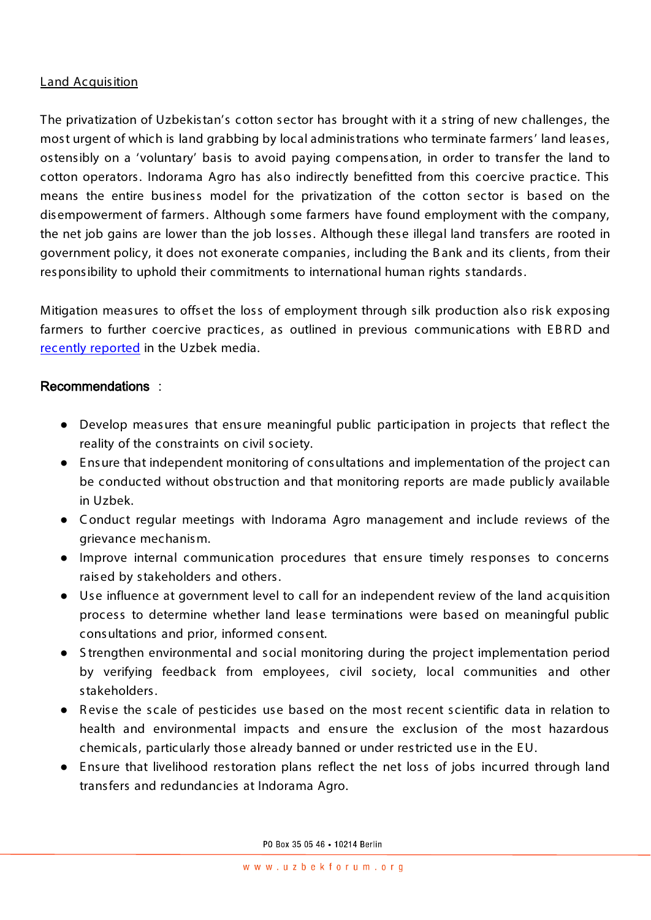Land Acquisition

The privatization of Uzbekistan's cotton sector has brought with it a string of new challenges, the most urgent of which is land grabbing by local administrations who terminate farmers' land leases, ostensibly on a 'voluntary' basis to avoid paying compensation, in order to transfer the land to cotton operators. Indorama Agro has also indirectly benefitted from this coercive practice. This means the entire business model for the privatization of the cotton sector is based on the disempowerment of farmers. Although some farmers have found employment with the company, the net job gains are lower than the job losses. Although these illegal land transfers are rooted in government policy, it does not exonerate companies, including the Bank and its clients, from their responsibility to uphold their commitments to international human rights standards.

Mitigation measures to offset the loss of employment through silk production also risk exposing farmers to further coercive practices, as outlined in previous communications with EBRD and recently reported in the Uzbek media.

**Recommendations** :

- Develop measures that ensure meaningful public participation in projects that reflect the reality of the constraints on civil society.
- Ensure that independent monitoring of consultations and implementation of the project can be conducted without obstruction and that monitoring reports are made publicly available in Uzbek.
- Conduct regular meetings with Indorama Agro management and include reviews of the grievance mechanism.
- Improve internal communication procedures that ensure timely responses to concerns raised by stakeholders and others.
- Use influence at government level to call for an independent review of the land acquisition process to determine whether land lease terminations were based on meaningful public consultations and prior, informed consent.
- Strengthen environmental and social monitoring during the project implementation period by verifying feedback from employees, civil society, local communities and other stakeholders.
- Revise the scale of pesticides use based on the most recent scientific data in relation to health and environmental impacts and ensure the exclusion of the most hazardous chemicals, particularly those already banned or under restricted use in the EU.
- Ensure that livelihood restoration plans reflect the net loss of jobs incurred through land transfers and redundancies at Indorama Agro.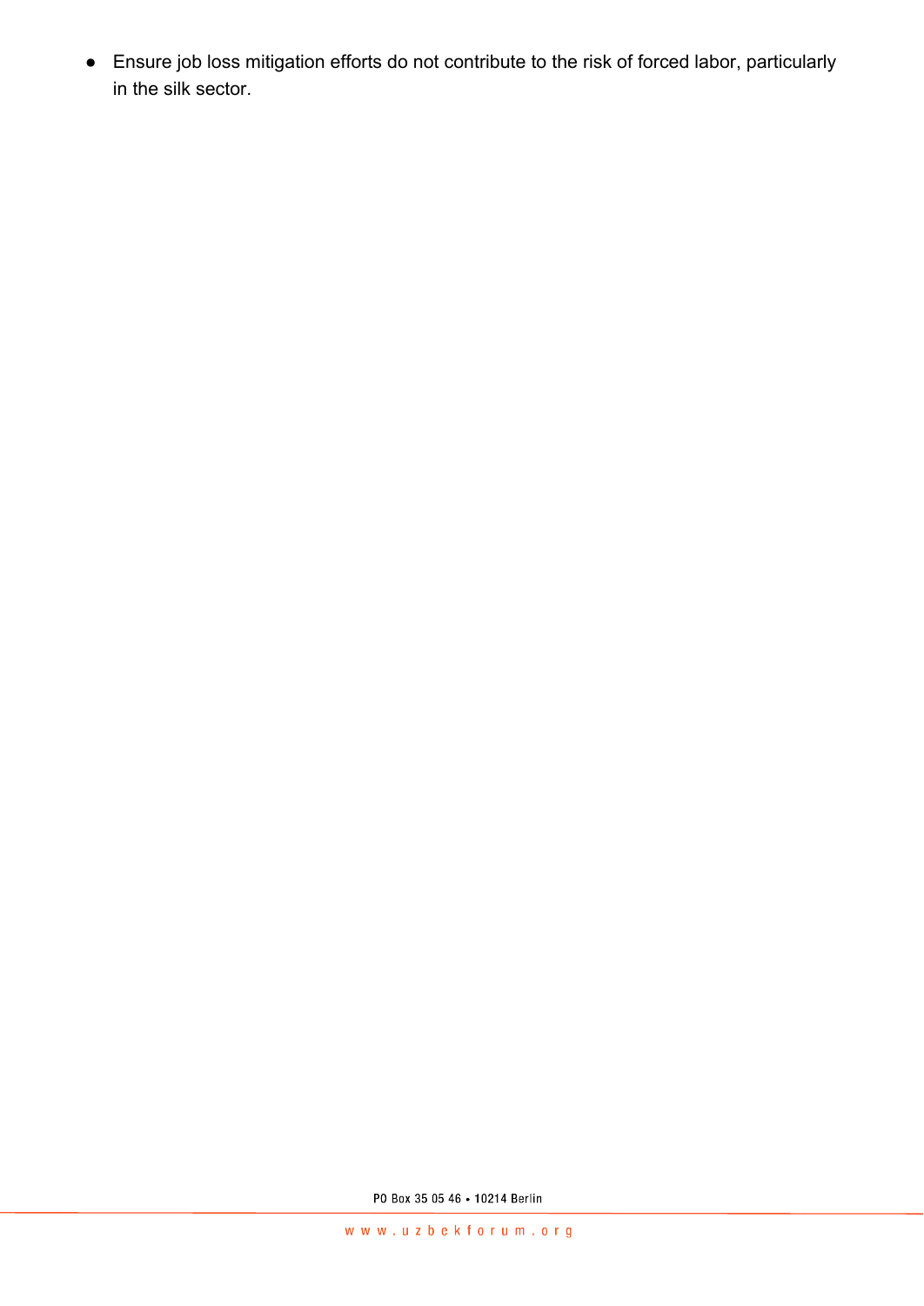- Ensure job loss mitigation efforts do not contribute to the risk of forced labor, particularly in the silk sector.